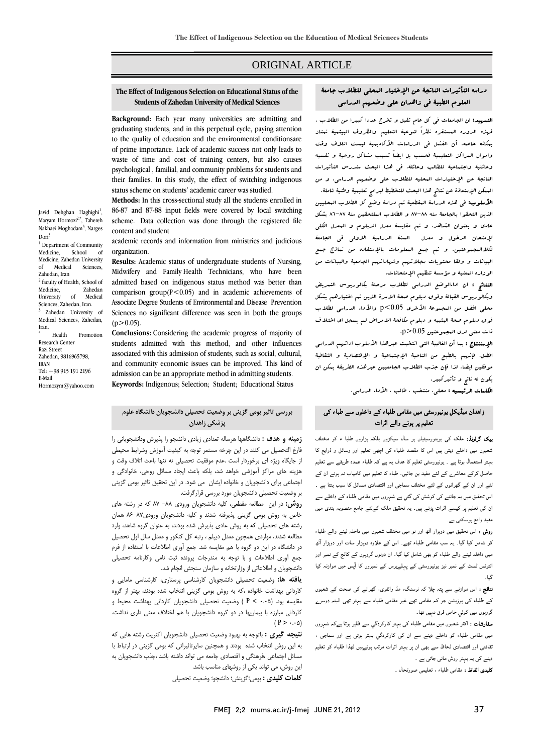ORIGINAL ARTICLE

## The Effect of Indigenous Selection on Educational Status of the Students of Zahedan University of Medical Sciences

Javid Dehghan Haghighi[1], Maryam Hormozi[2,*], Tahereh Nakhaei Moghadam[3], Narges Dori[3]

[1] Department of Community Medicine, School of Medicine, Zahedan University of Medical Sciences, Zahedan, Iran

[2] faculty of Health, School of Medicine, Zahedan University of Medical Sciences, Zahedan, Iran.

[3] Zahedan University of Medical Sciences, Zahedan, Iran.

* Health Promotion Research Center
Razi Street
Zahedan, 9816965798, IRAN
Tel: +98 915 191 2196
E-Mail: Hormozym@yahoo.com

**Background:** Each year many universities are admitting and graduating students, and in this perpetual cycle, paying attention to the quality of education and the environmental conditionsare of prime importance. Lack of academic success not only leads to waste of time and cost of training centers, but also causes psychological , familial, and community problems for students and their families. In this study, the effect of switching indigenous status scheme on students' academic career was studied.

**Methods:** In this cross-sectional study all the students enrolled in 86-87 and 87-88 input fields were covered by local switching scheme. Data collection was done through the registered file content and student

academic records and information from ministries and judicious organization.

**Results:** Academic status of undergraduate students of Nursing, Midwifery and Family Health Technicians, who have been admitted based on indigenous status method was better than comparison group($P<0.05$) and in academic achievements of Associate Degree Students of Environmental and Disease Prevention Sciences no significant difference was seen in both the groups ($p>0.05$).

**Conclusions:** Considering the academic progress of majority of students admitted with this method, and other influences associated with this admission of students, such as social, cultural, and community economic issues can be improved. This kind of admission can be an appropriate method in admitting students.

**Keywords:** Indigenous; Selection; Student; Educational Status

## دراسه التأثيرات الناتجة عن الإختيار المحلي للطلاب جامعة العلوم الطبية في زاهدان على وضعهم الدراسي

**التمهيد:** ان الجامعات في كل عام تقبل و تخرج عددا كبيرا من الطلاب . فهذه الدوره المستقره نظراً لنوعية التعليم والظروف البيئية تمتاز بمكانه خاصه. أن الفشل في الدراسات الأكاديمية ليست اتلاف وقت واموال المراكز التعليمية فحسب بل ايضاً تسبب مشاكل روحية و نفسيه وعائلية واجتماعية للطالب وعائلة. في هذا البحث سندرس التأثيرات الناتجة عن الإختيارات المحلية للطلاب على وضعهم الدراسي. و من الممكن الإستفادة عن نتائج هذا البحث للتخطيط لبرامج تعليمية وطنية شاملة.

**الأسلوب:** في هذه الدراسة المقطعية تم دراسة وضع كل الطلاب المحليين الذين التحقوا بالجامعة سنه ٨٨–٨٧ و الطلاب الملتحقين سنة ٨٧–٨٦ بشكل عادى و بعنوان الشاهد. و تم مقايسة معدل الدبلوم و المعدل الكلي لإمتحان الدخول و معدل السنة الدراسية الاولي في الجامعة للمجموعتين. و تم جمع المعلومات بالإستفادة من نماذج جمع البيانات و وفقا محتويات سجلاتهم وشهاداتهم الجامعية والبيانات من الوزاره المعنية و مؤسسة تنظيم الإمتحانات.

**النتائج :** ان الوضع الدراسي لطلاب مرحلة بكالوريوس التمريض وبكالوريوس القبالة وفوق دبلوم صحة الاسرة الذين تم اختيارهم بشكل محلي افضل من المجموعة الأخرى p<0.05 والأداء الدراسي لطلاب فوق دبلوم صحة البيئيه و دبلوم مكافحة الامراض لم يسجل اي اختلاف ذات معنى لدى المجموعتين p>0.05.

**الإستنتاج :** بما أن الغالبية التي انتخبت عبرهذا الأسلوب ادائهم الدراسي افضل، فإنهم بالطبع من الناحية الإجتماعية و الإقتصادية و الثقافية موفقين ايضا. لذا فإن جذب الطلاب الجامعيين عبرهذه الطريقة يمكن ان يكون له نتائج و تأثير كبير.

**الكلمات الرئيسيه :** محلي ، منتخب ، طالب ، الأداء الدراسي.

## بررسی تاثیر بومی گزینی بر وضعیت تحصیلی دانشجویان دانشگاه علوم پزشکی زاهدان

**زمینه و هدف :** دانشگاهها هرساله تعدادی زیادی دانشجو را پذیرش ودانشجویانی را فارغ التحصیل می کنند در این چرخه مستمر توجه به کیفیت آموزش وشرایط محیطی از جایگاه ویژه ای برخوردار است .عدم موفقیت تحصیلی نه تنها باعث اتلاف وقت و هزینه های مراکز آموزشی خواهد شد، بلکه باعث ایجاد مسائل روحی، خانوادگی و اجتماعی برای دانشجویان و خانواده ایشان می شود. در این تحقیق تاثیر بومی گزینی بر وضعیت تحصیلی دانشجویان مورد بررسی قرارگرفت.

**روش:** در این مطالعه مقطعی، کلیه دانشجویان ورودی ۸۸– ۸۷ که در رشته های خاص به روش بومی گزینی پذیرفته شدند و کلیه دانشجویان ورودی۸۷–۸۶ همان رشته های تحصیلی که به روش عادی پذیرش شده بودند، به عنوان گروه شاهد، وارد مطالعه شدند، مواردی همچون معدل دیپلم ، رتبه کل کنکور و معدل سال اول تحصیل در دانشگاه در این دو گروه با هم مقایسه شد. جمع آوری اطلاعات با استفاده از فرم جمع آوری اطلاعات و با توجه به مندرجات پرونده ثبت نامی وکارنامه تحصیلی دانشجویان و اطلاعاتی از وزارتخانه و سازمان سنجش انجام شد.

**یافته ها:** وضعیت تحصیلی دانشجویان کارشناسی پرستاری، کارشناسی مامایی و کاردانی بهداشت خانواده ،که به روش بومی گزینی انتخاب شده بودند، بهتر از گروه مقایسه بود. (P < ۰.۰۵ ) وضعیت تحصیلی دانشجویان کاردانی بهداشت محیط و کاردانی مبارزه با بیماریها در دو گروه دانشجویان با هم اختلاف معنی داری نداشت. ( P > ۰.۰۵)

**نتیجه گیری :** باتوجه به بهبود وضعیت تحصیلی دانشجویان اکثریت رشته هایی که به این روش انتخاب شده بودند و همچنین سایرتاثیراتی که بومی گزینی در ارتباط با مسائل اجتماعی ،فرهنگی و اقتصادی جامعه می تواند داشته باشد ،جذب دانشجویان به این روش، می تواند یکی از روشهای مناسب باشد.

**کلمات کلیدی :** بومی؛گزینش؛ دانشجو؛ وضعیت تحصیلی

## زاهدان میڈیکل یونیورسٹی میں مقامی طلباء کے داخلوں سے طباء کی تعلیم پر ہونے والے اثرات

**بیک گراونڈ:** ملک کی یونیورسیٹیاں ہر سال سیکڑوں بلکہ ہزاروں طلبا ء کو مختلف شعبوں میں داخلے دیتی ہیں اس کا مقصد طلباء کی اچھی تعلیم اور وسائل و ذرائع کا بہتر استعمال ہوتا ہے ۔ یونیورسٹی تعلیم کا ھدف یہ ہے کہ طلباء عمدہ طریقے سے تعلیم حاصل کرکے معاشرے کے لئے مفید بن جائیں۔ طباء کا تعلیم میں کامیاب نہ ہونا ان کے لئے اور ان کے گھرانوں کے لئے مختلف سماجی اور اقتصادی مسائل کا سبب بنتا ہے ۔ اس تحقیق میں یہ جاننے کی کوشش کی گئي ہے کہ شہروں میں مقامی طلباء کے داخلے سے ان کی تعلیم پر کیسے اثرات پڑتے ہیں. یہ تحقیق ملک کےلئے جامع منصوبہ بندی میں مفید واقع ہوسکتی ہے۔

**روش :** اس تحقیق میں دوہزار آٹھ اور نو میں مختلف شعبوں میں داخلہ لینے والے طلباء کو شامل کیا گيا۔ یہ سب مقامی طلباء تھے۔ اس کے علاوہ دوہزار سات اور دوہزار آٹھ میں داخلہ لینے والے طلباء کو بھی شامل کیا گيا. ان دونوں گروہوں کے کالج کے نمبر اور انٹرنس ٹسٹ کے نمبر نیز یونیورسٹی کے پہلےبرس کے نمبروں کا آپس میں موازنہ کیا گيا۔

**نتائج :** اس موازنے سے پتہ چلا کہ نرسنگ، مڈ وائفری، گھرانے کی صحت کے شعبوں کے طلباء کی پوزیشن جو کہ مقامی تھے غیر مقامی طلباء سے بہتر تھی البتہ دوسرے گروہوں میں کوئي خاص فرق نہیں تھا۔

**سفارشات :** اکثر شعبوں میں مقامی طلباء کی بہتر کارکردگي سے ظاہر ہوتا ہےکہ شہروں میں مقامی طلباء کو داخلے دینے سے ان کی کارکردگي بہتر ہوتی ہے اور سماجی ، ثقافتی اور اقتصادی لحاظ سے بھی ان پر بہتر اثرات مرتب ہوتےہیں لھذا طلباء کو تعلیم دینے کی یہ بہتر روش مانی جاتی ہے ۔

**کلیدی الفاظ :** مقامی طلباء ، تعلیمی صورتحال ۔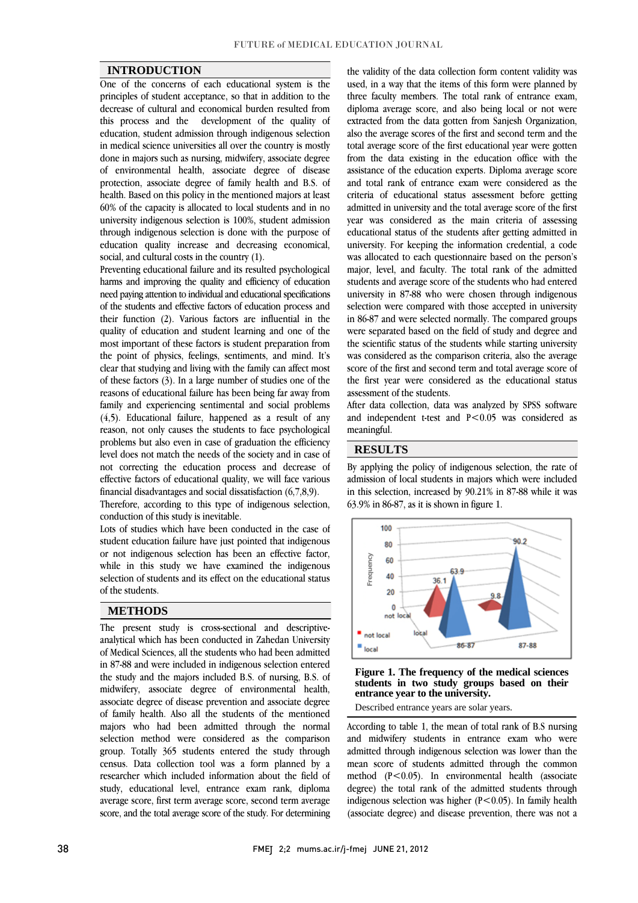## INTRODUCTION

One of the concerns of each educational system is the principles of student acceptance, so that in addition to the decrease of cultural and economical burden resulted from this process and the development of the quality of education, student admission through indigenous selection in medical science universities all over the country is mostly done in majors such as nursing, midwifery, associate degree of environmental health, associate degree of disease protection, associate degree of family health and B.S. of health. Based on this policy in the mentioned majors at least 60% of the capacity is allocated to local students and in no university indigenous selection is 100%, student admission through indigenous selection is done with the purpose of education quality increase and decreasing economical, social, and cultural costs in the country (1).

Preventing educational failure and its resulted psychological harms and improving the quality and efficiency of education need paying attention to individual and educational specifications of the students and effective factors of education process and their function (2). Various factors are influential in the quality of education and student learning and one of the most important of these factors is student preparation from the point of physics, feelings, sentiments, and mind. It's clear that studying and living with the family can affect most of these factors (3). In a large number of studies one of the reasons of educational failure has been being far away from family and experiencing sentimental and social problems (4,5). Educational failure, happened as a result of any reason, not only causes the students to face psychological problems but also even in case of graduation the efficiency level does not match the needs of the society and in case of not correcting the education process and decrease of effective factors of educational quality, we will face various financial disadvantages and social dissatisfaction (6,7,8,9).

Therefore, according to this type of indigenous selection, conduction of this study is inevitable.

Lots of studies which have been conducted in the case of student education failure have just pointed that indigenous or not indigenous selection has been an effective factor, while in this study we have examined the indigenous selection of students and its effect on the educational status of the students.

## METHODS

The present study is cross-sectional and descriptive-analytical which has been conducted in Zahedan University of Medical Sciences, all the students who had been admitted in 87-88 and were included in indigenous selection entered the study and the majors included B.S. of nursing, B.S. of midwifery, associate degree of environmental health, associate degree of disease prevention and associate degree of family health. Also all the students of the mentioned majors who had been admitted through the normal selection method were considered as the comparison group. Totally 365 students entered the study through census. Data collection tool was a form planned by a researcher which included information about the field of study, educational level, entrance exam rank, diploma average score, first term average score, second term average score, and the total average score of the study. For determining the validity of the data collection form content validity was used, in a way that the items of this form were planned by three faculty members. The total rank of entrance exam, diploma average score, and also being local or not were extracted from the data gotten from Sanjesh Organization, also the average scores of the first and second term and the total average score of the first educational year were gotten from the data existing in the education office with the assistance of the education experts. Diploma average score and total rank of entrance exam were considered as the criteria of educational status assessment before getting admitted in university and the total average score of the first year was considered as the main criteria of assessing educational status of the students after getting admitted in university. For keeping the information credential, a code was allocated to each questionnaire based on the person's major, level, and faculty. The total rank of the admitted students and average score of the students who had entered university in 87-88 who were chosen through indigenous selection were compared with those accepted in university in 86-87 and were selected normally. The compared groups were separated based on the field of study and degree and the scientific status of the students while starting university was considered as the comparison criteria, also the average score of the first and second term and total average score of the first year were considered as the educational status assessment of the students.

After data collection, data was analyzed by SPSS software and independent t-test and $P<0.05$ was considered as meaningful.

## RESULTS

By applying the policy of indigenous selection, the rate of admission of local students in majors which were included in this selection, increased by 90.21% in 87-88 while it was 63.9% in 86-87, as it is shown in figure 1.

**Figure 1. The frequency of the medical sciences students in two study groups based on their entrance year to the university.**

Described entrance years are solar years.

According to table 1, the mean of total rank of B.S nursing and midwifery students in entrance exam who were admitted through indigenous selection was lower than the mean score of students admitted through the common method ($P<0.05$). In environmental health (associate degree) the total rank of the admitted students through indigenous selection was higher ($P<0.05$). In family health (associate degree) and disease prevention, there was not a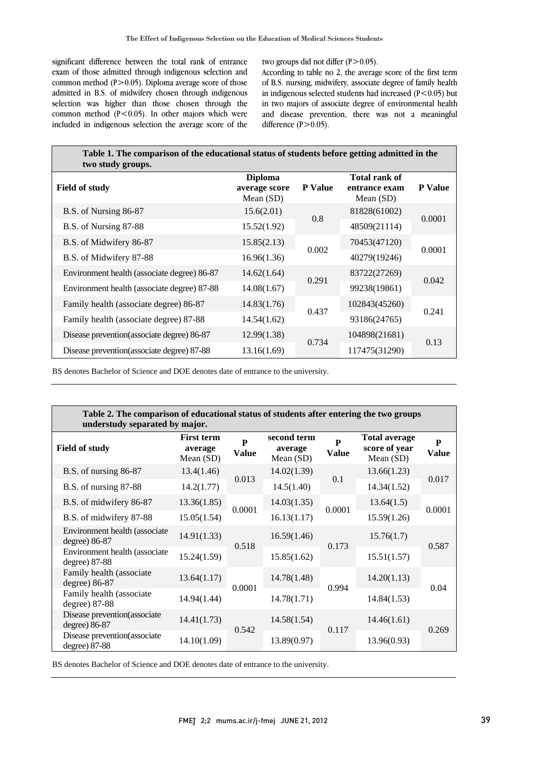significant difference between the total rank of entrance exam of those admitted through indigenous selection and common method ($P>0.05$). Diploma average score of those admitted in B.S. of midwifery chosen through indigenous selection was higher than those chosen through the common method ($P<0.05$). In other majors which were included in indigenous selection the average score of the two groups did not differ ($P>0.05$).

According to table no 2, the average score of the first term of B.S. nursing, midwifery, associate degree of family health in indigenous selected students had increased ($P<0.05$) but in two majors of associate degree of environmental health and disease prevention, there was not a meaningful difference ($P>0.05$).

**Table 1. The comparison of the educational status of students before getting admitted in the two study groups.**

| Field of study | Diploma average score Mean (SD) | P Value | Total rank of entrance exam Mean (SD) | P Value |
|---|---|---|---|---|
| B.S. of Nursing 86-87 | 15.6(2.01) | 0.8 | 81828(61002) | 0.0001 |
| B.S. of Nursing 87-88 | 15.52(1.92) | | 48509(21114) | |
| B.S. of Midwifery 86-87 | 15.85(2.13) | 0.002 | 70453(47120) | 0.0001 |
| B.S. of Midwifery 87-88 | 16.96(1.36) | | 40279(19246) | |
| Environment health (associate degree) 86-87 | 14.62(1.64) | 0.291 | 83722(27269) | 0.042 |
| Environment health (associate degree) 87-88 | 14.08(1.67) | | 99238(19861) | |
| Family health (associate degree) 86-87 | 14.83(1.76) | 0.437 | 102843(45260) | 0.241 |
| Family health (associate degree) 87-88 | 14.54(1.62) | | 93186(24765) | |
| Disease prevention(associate degree) 86-87 | 12.99(1.38) | 0.734 | 104898(21681) | 0.13 |
| Disease prevention(associate degree) 87-88 | 13.16(1.69) | | 117475(31290) | |

BS denotes Bachelor of Science and DOE denotes date of entrance to the university.

**Table 2. The comparison of educational status of students after entering the two groups understudy separated by major.**

| Field of study | First term average Mean (SD) | P Value | second term average Mean (SD) | P Value | Total average score of year Mean (SD) | P Value |
|---|---|---|---|---|---|---|
| B.S. of nursing 86-87 | 13.4(1.46) | 0.013 | 14.02(1.39) | 0.1 | 13.66(1.23) | 0.017 |
| B.S. of nursing 87-88 | 14.2(1.77) | | 14.5(1.40) | | 14.34(1.52) | |
| B.S. of midwifery 86-87 | 13.36(1.85) | 0.0001 | 14.03(1.35) | 0.0001 | 13.64(1.5) | 0.0001 |
| B.S. of midwifery 87-88 | 15.05(1.54) | | 16.13(1.17) | | 15.59(1.26) | |
| Environment health (associate degree) 86-87 | 14.91(1.33) | 0.518 | 16.59(1.46) | 0.173 | 15.76(1.7) | 0.587 |
| Environment health (associate degree) 87-88 | 15.24(1.59) | | 15.85(1.62) | | 15.51(1.57) | |
| Family health (associate degree) 86-87 | 13.64(1.17) | 0.0001 | 14.78(1.48) | 0.994 | 14.20(1.13) | 0.04 |
| Family health (associate degree) 87-88 | 14.94(1.44) | | 14.78(1.71) | | 14.84(1.53) | |
| Disease prevention(associate degree) 86-87 | 14.41(1.73) | 0.542 | 14.58(1.54) | 0.117 | 14.46(1.61) | 0.269 |
| Disease prevention(associate degree) 87-88 | 14.10(1.09) | | 13.89(0.97) | | 13.96(0.93) | |

BS denotes Bachelor of Science and DOE denotes date of entrance to the university.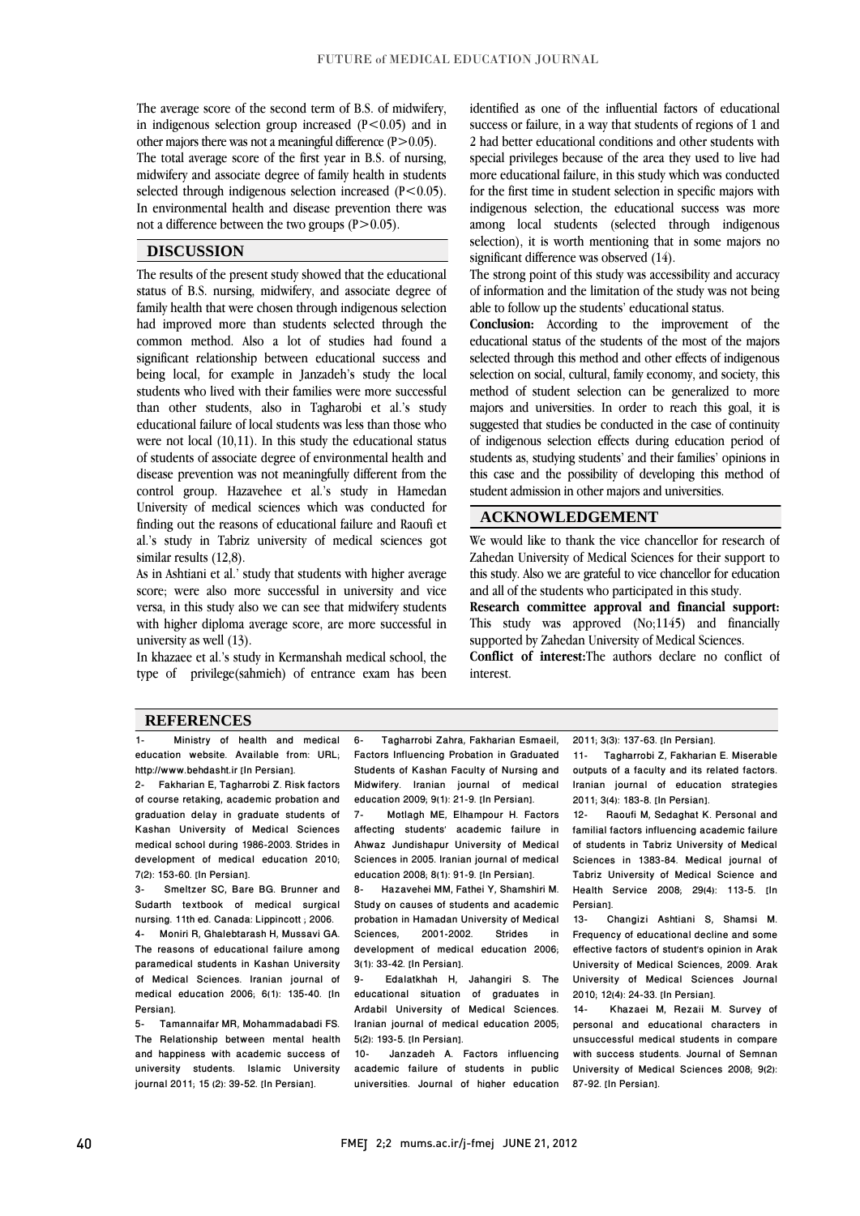The average score of the second term of B.S. of midwifery, in indigenous selection group increased ($P<0.05$) and in other majors there was not a meaningful difference ($P>0.05$).

The total average score of the first year in B.S. of nursing, midwifery and associate degree of family health in students selected through indigenous selection increased ($P<0.05$). In environmental health and disease prevention there was not a difference between the two groups ($P>0.05$).

## DISCUSSION

The results of the present study showed that the educational status of B.S. nursing, midwifery, and associate degree of family health that were chosen through indigenous selection had improved more than students selected through the common method. Also a lot of studies had found a significant relationship between educational success and being local, for example in Janzadeh's study the local students who lived with their families were more successful than other students, also in Tagharobi et al.'s study educational failure of local students was less than those who were not local (10,11). In this study the educational status of students of associate degree of environmental health and disease prevention was not meaningfully different from the control group. Hazavehee et al.'s study in Hamedan University of medical sciences which was conducted for finding out the reasons of educational failure and Raoufi et al.'s study in Tabriz university of medical sciences got similar results (12,8).

As in Ashtiani et al.' study that students with higher average score; were also more successful in university and vice versa, in this study also we can see that midwifery students with higher diploma average score, are more successful in university as well (13).

In khazaee et al.'s study in Kermanshah medical school, the type of privilege(sahmieh) of entrance exam has been identified as one of the influential factors of educational success or failure, in a way that students of regions of 1 and 2 had better educational conditions and other students with special privileges because of the area they used to live had more educational failure, in this study which was conducted for the first time in student selection in specific majors with indigenous selection, the educational success was more among local students (selected through indigenous selection), it is worth mentioning that in some majors no significant difference was observed (14).

The strong point of this study was accessibility and accuracy of information and the limitation of the study was not being able to follow up the students' educational status.

**Conclusion:** According to the improvement of the educational status of the students of the most of the majors selected through this method and other effects of indigenous selection on social, cultural, family economy, and society, this method of student selection can be generalized to more majors and universities. In order to reach this goal, it is suggested that studies be conducted in the case of continuity of indigenous selection effects during education period of students as, studying students' and their families' opinions in this case and the possibility of developing this method of student admission in other majors and universities.

## ACKNOWLEDGEMENT

We would like to thank the vice chancellor for research of Zahedan University of Medical Sciences for their support to this study. Also we are grateful to vice chancellor for education and all of the students who participated in this study.

**Research committee approval and financial support:** This study was approved (No;1145) and financially supported by Zahedan University of Medical Sciences.

**Conflict of interest:** The authors declare no conflict of interest.

## REFERENCES

1- Ministry of health and medical education website. Available from: URL; http://www.behdasht.ir [In Persian].

2- Fakharian E, Tagharrobi Z. Risk factors of course retaking, academic probation and graduation delay in graduate students of Kashan University of Medical Sciences medical school during 1986-2003. Strides in development of medical education 2010; 7(2): 153-60. [In Persian].

3- Smeltzer SC, Bare BG. Brunner and Sudarth textbook of medical surgical nursing. 11th ed. Canada: Lippincott ; 2006.

4- Moniri R, Ghalebtarash H, Mussavi GA. The reasons of educational failure among paramedical students in Kashan University of Medical Sciences. Iranian journal of medical education 2006; 6(1): 135-40. [In Persian].

5- Tamannaifar MR, Mohammadabadi FS. The Relationship between mental health and happiness with academic success of university students. Islamic University journal 2011; 15 (2): 39-52. [In Persian].

6- Tagharrobi Zahra, Fakharian Esmaeil, Factors Influencing Probation in Graduated Students of Kashan Faculty of Nursing and Midwifery. Iranian journal of medical education 2009; 9(1): 21-9. [In Persian].

7- Motlagh ME, Elhampour H. Factors affecting students' academic failure in Ahwaz Jundishapur University of Medical Sciences in 2005. Iranian journal of medical education 2008; 8(1): 91-9. [In Persian].

8- Hazavehei MM, Fathei Y, Shamshiri M. Study on causes of students and academic probation in Hamadan University of Medical Sciences, 2001-2002. Strides in development of medical education 2006; 3(1): 33-42. [In Persian].

9- Edalatkhah H, Jahangiri S. The educational situation of graduates in Ardabil University of Medical Sciences. Iranian journal of medical education 2005; 5(2): 193-5. [In Persian].

10- Janzadeh A. Factors influencing academic failure of students in public universities. Journal of higher education 2011; 3(3): 137-63. [In Persian].

11- Tagharrobi Z, Fakharian E. Miserable outputs of a faculty and its related factors. Iranian journal of education strategies 2011; 3(4): 183-8. [In Persian].

12- Raoufi M, Sedaghat K. Personal and familial factors influencing academic failure of students in Tabriz University of Medical Sciences in 1383-84. Medical journal of Tabriz University of Medical Science and Health Service 2008; 29(4): 113-5. [In Persian].

13- Changizi Ashtiani S, Shamsi M. Frequency of educational decline and some effective factors of student's opinion in Arak University of Medical Sciences, 2009. Arak University of Medical Sciences Journal 2010; 12(4): 24-33. [In Persian].

14- Khazaei M, Rezaii M. Survey of personal and educational characters in unsuccessful medical students in compare with success students. Journal of Semnan University of Medical Sciences 2008; 9(2): 87-92. [In Persian].